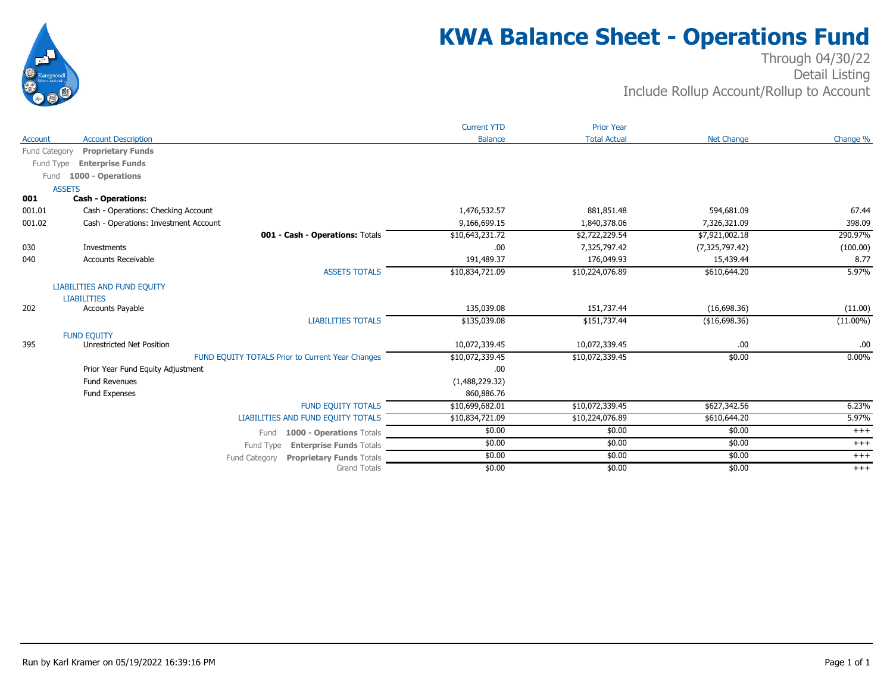# KWA Balance Sheet - Operations Fund

Through 04/30/22

Detail Listing

Include Rollup Account/Rollup to Account

| Account | Account Description | Current YTD Balance | Prior Year Total Actual | Net Change | Change % |
|---|---|---|---|---|---|
| Fund Category | **Proprietary Funds** | | | | |
| Fund Type | **Enterprise Funds** | | | | |
| Fund | **1000 - Operations** | | | | |
| | ASSETS | | | | |
| **001** | **Cash - Operations:** | | | | |
| 001.01 | Cash - Operations: Checking Account | 1,476,532.57 | 881,851.48 | 594,681.09 | 67.44 |
| 001.02 | Cash - Operations: Investment Account | 9,166,699.15 | 1,840,378.06 | 7,326,321.09 | 398.09 |
| | **001 - Cash - Operations:** Totals | $10,643,231.72 | $2,722,229.54 | $7,921,002.18 | 290.97% |
| 030 | Investments | .00 | 7,325,797.42 | (7,325,797.42) | (100.00) |
| 040 | Accounts Receivable | 191,489.37 | 176,049.93 | 15,439.44 | 8.77 |
| | ASSETS TOTALS | $10,834,721.09 | $10,224,076.89 | $610,644.20 | 5.97% |
| | LIABILITIES AND FUND EQUITY | | | | |
| | LIABILITIES | | | | |
| 202 | Accounts Payable | 135,039.08 | 151,737.44 | (16,698.36) | (11.00) |
| | LIABILITIES TOTALS | $135,039.08 | $151,737.44 | ($16,698.36) | (11.00%) |
| | FUND EQUITY | | | | |
| 395 | Unrestricted Net Position | 10,072,339.45 | 10,072,339.45 | .00 | .00 |
| | FUND EQUITY TOTALS Prior to Current Year Changes | $10,072,339.45 | $10,072,339.45 | $0.00 | 0.00% |
| | Prior Year Fund Equity Adjustment | .00 | | | |
| | Fund Revenues | (1,488,229.32) | | | |
| | Fund Expenses | 860,886.76 | | | |
| | FUND EQUITY TOTALS | $10,699,682.01 | $10,072,339.45 | $627,342.56 | 6.23% |
| | LIABILITIES AND FUND EQUITY TOTALS | $10,834,721.09 | $10,224,076.89 | $610,644.20 | 5.97% |
| | Fund **1000 - Operations** Totals | $0.00 | $0.00 | $0.00 | +++ |
| | Fund Type **Enterprise Funds** Totals | $0.00 | $0.00 | $0.00 | +++ |
| | Fund Category **Proprietary Funds** Totals | $0.00 | $0.00 | $0.00 | +++ |
| | Grand Totals | $0.00 | $0.00 | $0.00 | +++ |

Run by Karl Kramer on 05/19/2022 16:39:16 PM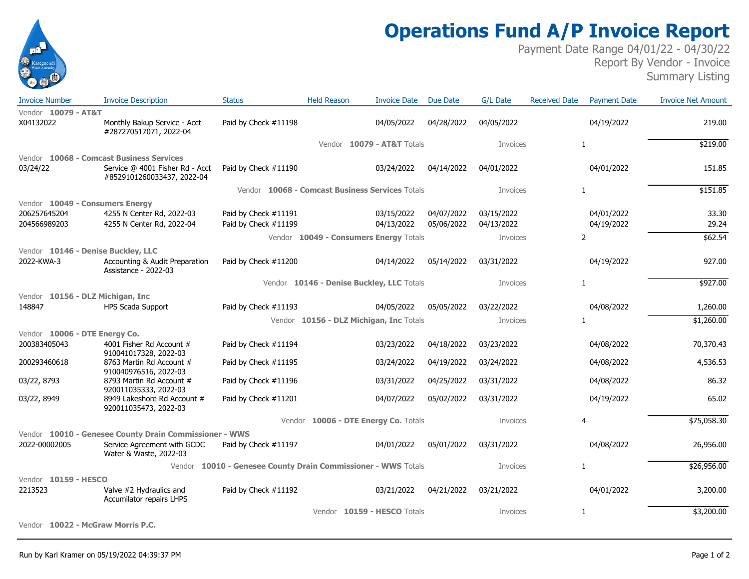# Operations Fund A/P Invoice Report

Payment Date Range 04/01/22 - 04/30/22
Report By Vendor - Invoice
Summary Listing

| Invoice Number | Invoice Description | Status | Held Reason | Invoice Date | Due Date | G/L Date | Received Date | Payment Date | Invoice Net Amount |
|---|---|---|---|---|---|---|---|---|---|
| Vendor **10079 - AT&T** | | | | | | | | | |
| X04132022 | Monthly Bakup Service - Acct #287270517071, 2022-04 | Paid by Check #11198 | | 04/05/2022 | 04/28/2022 | 04/05/2022 | | 04/19/2022 | 219.00 |
| | | | Vendor **10079 - AT&T** Totals | | | Invoices | 1 | | $219.00 |
| Vendor **10068 - Comcast Business Services** | | | | | | | | | |
| 03/24/22 | Service @ 4001 Fisher Rd - Acct #8529101260033437, 2022-04 | Paid by Check #11190 | | 03/24/2022 | 04/14/2022 | 04/01/2022 | | 04/01/2022 | 151.85 |
| | | | Vendor **10068 - Comcast Business Services** Totals | | | Invoices | 1 | | $151.85 |
| Vendor **10049 - Consumers Energy** | | | | | | | | | |
| 206257645204 | 4255 N Center Rd, 2022-03 | Paid by Check #11191 | | 03/15/2022 | 04/07/2022 | 03/15/2022 | | 04/01/2022 | 33.30 |
| 204566989203 | 4255 N Center Rd, 2022-04 | Paid by Check #11199 | | 04/13/2022 | 05/06/2022 | 04/13/2022 | | 04/19/2022 | 29.24 |
| | | | Vendor **10049 - Consumers Energy** Totals | | | Invoices | 2 | | $62.54 |
| Vendor **10146 - Denise Buckley, LLC** | | | | | | | | | |
| 2022-KWA-3 | Accounting & Audit Preparation Assistance - 2022-03 | Paid by Check #11200 | | 04/14/2022 | 05/14/2022 | 03/31/2022 | | 04/19/2022 | 927.00 |
| | | | Vendor **10146 - Denise Buckley, LLC** Totals | | | Invoices | 1 | | $927.00 |
| Vendor **10156 - DLZ Michigan, Inc** | | | | | | | | | |
| 148847 | HPS Scada Support | Paid by Check #11193 | | 04/05/2022 | 05/05/2022 | 03/22/2022 | | 04/08/2022 | 1,260.00 |
| | | | Vendor **10156 - DLZ Michigan, Inc** Totals | | | Invoices | 1 | | $1,260.00 |
| Vendor **10006 - DTE Energy Co.** | | | | | | | | | |
| 200383405043 | 4001 Fisher Rd Account # 910041017328, 2022-03 | Paid by Check #11194 | | 03/23/2022 | 04/18/2022 | 03/23/2022 | | 04/08/2022 | 70,370.43 |
| 200293460618 | 8763 Martin Rd Account # 910040976516, 2022-03 | Paid by Check #11195 | | 03/24/2022 | 04/19/2022 | 03/24/2022 | | 04/08/2022 | 4,536.53 |
| 03/22, 8793 | 8793 Martin Rd Account # 920011035333, 2022-03 | Paid by Check #11196 | | 03/31/2022 | 04/25/2022 | 03/31/2022 | | 04/08/2022 | 86.32 |
| 03/22, 8949 | 8949 Lakeshore Rd Account # 920011035473, 2022-03 | Paid by Check #11201 | | 04/07/2022 | 05/02/2022 | 03/31/2022 | | 04/19/2022 | 65.02 |
| | | | Vendor **10006 - DTE Energy Co.** Totals | | | Invoices | 4 | | $75,058.30 |
| Vendor **10010 - Genesee County Drain Commissioner - WWS** | | | | | | | | | |
| 2022-00002005 | Service Agreement with GCDC Water & Waste, 2022-03 | Paid by Check #11197 | | 04/01/2022 | 05/01/2022 | 03/31/2022 | | 04/08/2022 | 26,956.00 |
| | | | Vendor **10010 - Genesee County Drain Commissioner - WWS** Totals | | | Invoices | 1 | | $26,956.00 |
| Vendor **10159 - HESCO** | | | | | | | | | |
| 2213523 | Valve #2 Hydraulics and Accumilator repairs LHPS | Paid by Check #11192 | | 03/21/2022 | 04/21/2022 | 03/21/2022 | | 04/01/2022 | 3,200.00 |
| | | | Vendor **10159 - HESCO** Totals | | | Invoices | 1 | | $3,200.00 |
| Vendor **10022 - McGraw Morris P.C.** | | | | | | | | | |

Run by Karl Kramer on 05/19/2022 04:39:37 PM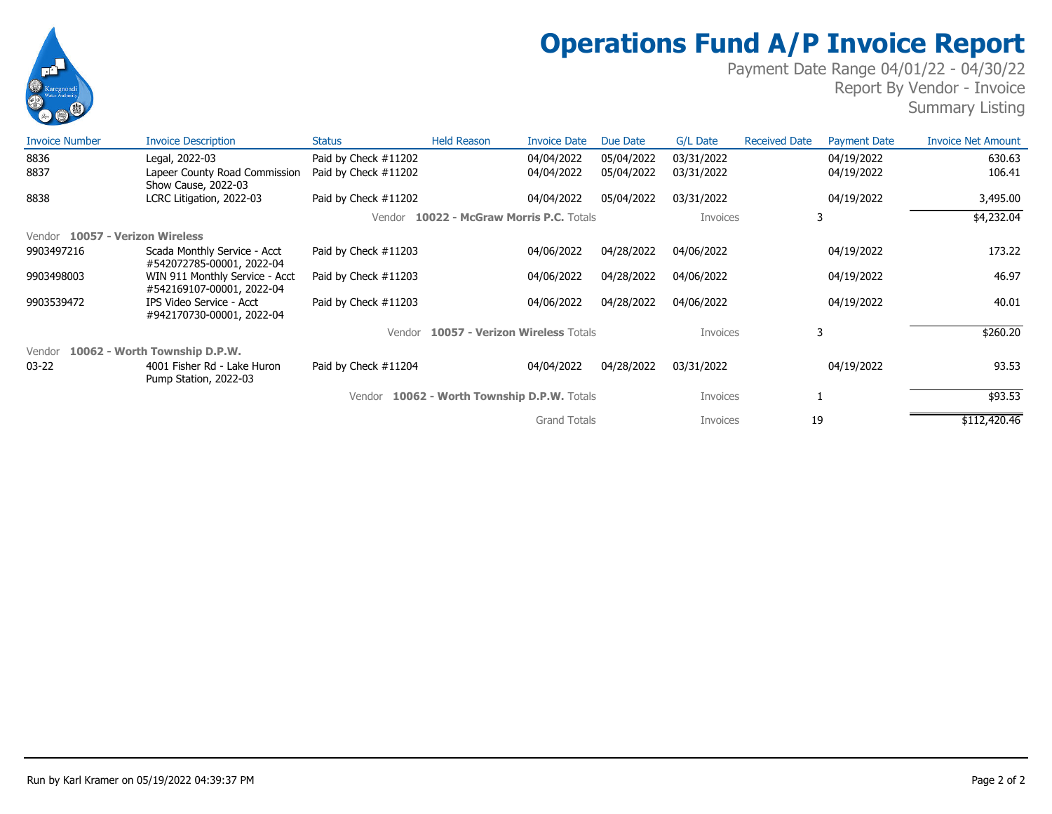# Operations Fund A/P Invoice Report

Payment Date Range 04/01/22 - 04/30/22
Report By Vendor - Invoice
Summary Listing

| Invoice Number | Invoice Description | Status | Held Reason | Invoice Date | Due Date | G/L Date | Received Date | Payment Date | Invoice Net Amount |
|---|---|---|---|---|---|---|---|---|---|
| 8836 | Legal, 2022-03 | Paid by Check #11202 | | 04/04/2022 | 05/04/2022 | 03/31/2022 | | 04/19/2022 | 630.63 |
| 8837 | Lapeer County Road Commission Show Cause, 2022-03 | Paid by Check #11202 | | 04/04/2022 | 05/04/2022 | 03/31/2022 | | 04/19/2022 | 106.41 |
| 8838 | LCRC Litigation, 2022-03 | Paid by Check #11202 | | 04/04/2022 | 05/04/2022 | 03/31/2022 | | 04/19/2022 | 3,495.00 |
| | | | Vendor **10022 - McGraw Morris P.C.** Totals | | | Invoices | 3 | | $4,232.04 |
| Vendor **10057 - Verizon Wireless** | | | | | | | | | |
| 9903497216 | Scada Monthly Service - Acct #542072785-00001, 2022-04 | Paid by Check #11203 | | 04/06/2022 | 04/28/2022 | 04/06/2022 | | 04/19/2022 | 173.22 |
| 9903498003 | WIN 911 Monthly Service - Acct #542169107-00001, 2022-04 | Paid by Check #11203 | | 04/06/2022 | 04/28/2022 | 04/06/2022 | | 04/19/2022 | 46.97 |
| 9903539472 | IPS Video Service - Acct #942170730-00001, 2022-04 | Paid by Check #11203 | | 04/06/2022 | 04/28/2022 | 04/06/2022 | | 04/19/2022 | 40.01 |
| | | | Vendor **10057 - Verizon Wireless** Totals | | | Invoices | 3 | | $260.20 |
| Vendor **10062 - Worth Township D.P.W.** | | | | | | | | | |
| 03-22 | 4001 Fisher Rd - Lake Huron Pump Station, 2022-03 | Paid by Check #11204 | | 04/04/2022 | 04/28/2022 | 03/31/2022 | | 04/19/2022 | 93.53 |
| | | | Vendor **10062 - Worth Township D.P.W.** Totals | | | Invoices | 1 | | $93.53 |
| | | | Grand Totals | | | Invoices | 19 | | $112,420.46 |

Run by Karl Kramer on 05/19/2022 04:39:37 PM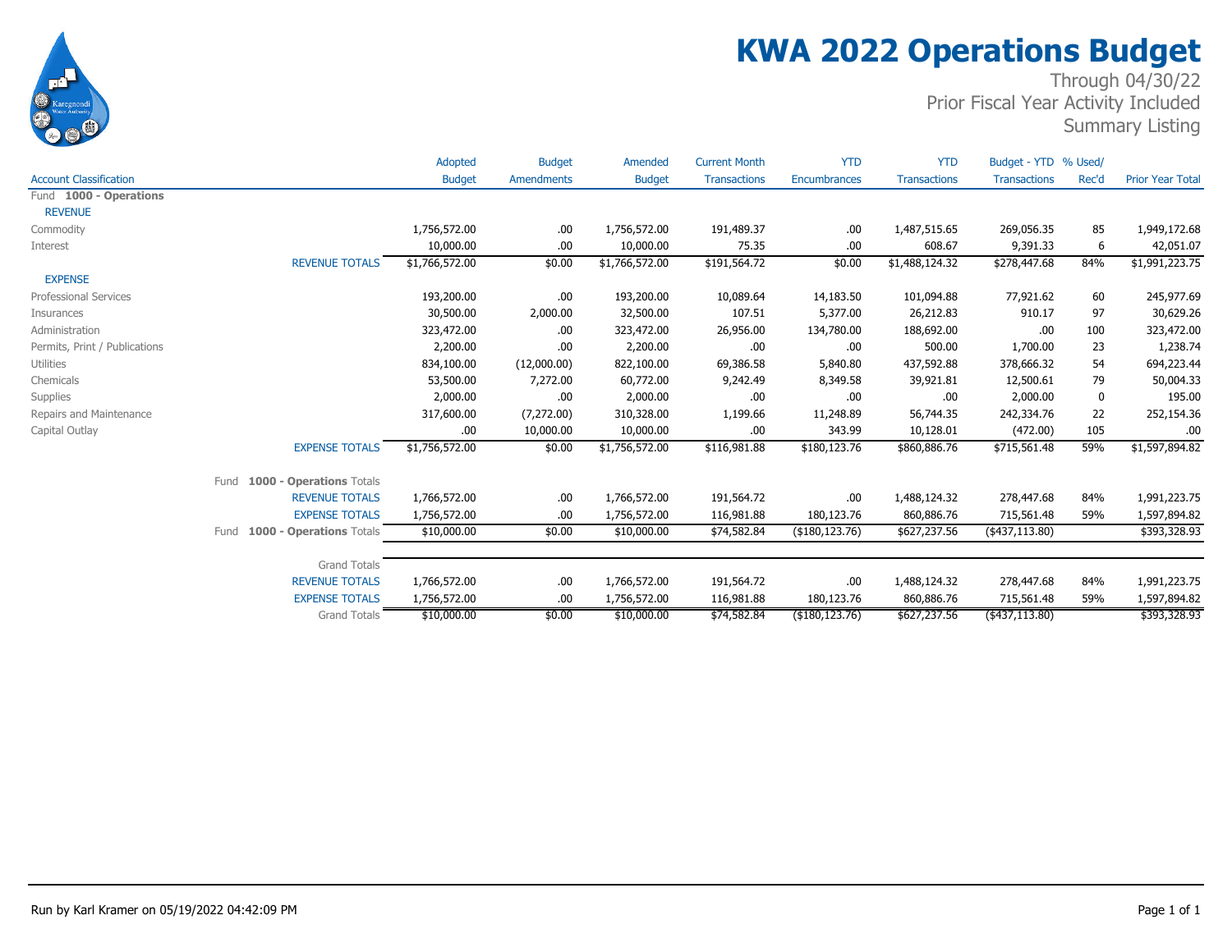# KWA 2022 Operations Budget

Through 04/30/22
Prior Fiscal Year Activity Included
Summary Listing

| Account Classification | Adopted Budget | Budget Amendments | Amended Budget | Current Month Transactions | YTD Encumbrances | YTD Transactions | Budget - YTD Transactions | % Used/ Rec'd | Prior Year Total |
|---|---|---|---|---|---|---|---|---|---|
| Fund **1000 - Operations** | | | | | | | | | |
| REVENUE | | | | | | | | | |
| Commodity | 1,756,572.00 | .00 | 1,756,572.00 | 191,489.37 | .00 | 1,487,515.65 | 269,056.35 | 85 | 1,949,172.68 |
| Interest | 10,000.00 | .00 | 10,000.00 | 75.35 | .00 | 608.67 | 9,391.33 | 6 | 42,051.07 |
| REVENUE TOTALS | $1,766,572.00 | $0.00 | $1,766,572.00 | $191,564.72 | $0.00 | $1,488,124.32 | $278,447.68 | 84% | $1,991,223.75 |
| EXPENSE | | | | | | | | | |
| Professional Services | 193,200.00 | .00 | 193,200.00 | 10,089.64 | 14,183.50 | 101,094.88 | 77,921.62 | 60 | 245,977.69 |
| Insurances | 30,500.00 | 2,000.00 | 32,500.00 | 107.51 | 5,377.00 | 26,212.83 | 910.17 | 97 | 30,629.26 |
| Administration | 323,472.00 | .00 | 323,472.00 | 26,956.00 | 134,780.00 | 188,692.00 | .00 | 100 | 323,472.00 |
| Permits, Print / Publications | 2,200.00 | .00 | 2,200.00 | .00 | .00 | 500.00 | 1,700.00 | 23 | 1,238.74 |
| Utilities | 834,100.00 | (12,000.00) | 822,100.00 | 69,386.58 | 5,840.80 | 437,592.88 | 378,666.32 | 54 | 694,223.44 |
| Chemicals | 53,500.00 | 7,272.00 | 60,772.00 | 9,242.49 | 8,349.58 | 39,921.81 | 12,500.61 | 79 | 50,004.33 |
| Supplies | 2,000.00 | .00 | 2,000.00 | .00 | .00 | .00 | 2,000.00 | 0 | 195.00 |
| Repairs and Maintenance | 317,600.00 | (7,272.00) | 310,328.00 | 1,199.66 | 11,248.89 | 56,744.35 | 242,334.76 | 22 | 252,154.36 |
| Capital Outlay | .00 | 10,000.00 | 10,000.00 | .00 | 343.99 | 10,128.01 | (472.00) | 105 | .00 |
| EXPENSE TOTALS | $1,756,572.00 | $0.00 | $1,756,572.00 | $116,981.88 | $180,123.76 | $860,886.76 | $715,561.48 | 59% | $1,597,894.82 |
| Fund **1000 - Operations** Totals | | | | | | | | | |
| REVENUE TOTALS | 1,766,572.00 | .00 | 1,766,572.00 | 191,564.72 | .00 | 1,488,124.32 | 278,447.68 | 84% | 1,991,223.75 |
| EXPENSE TOTALS | 1,756,572.00 | .00 | 1,756,572.00 | 116,981.88 | 180,123.76 | 860,886.76 | 715,561.48 | 59% | 1,597,894.82 |
| Fund **1000 - Operations** Totals | $10,000.00 | $0.00 | $10,000.00 | $74,582.84 | ($180,123.76) | $627,237.56 | ($437,113.80) | | $393,328.93 |
| Grand Totals | | | | | | | | | |
| REVENUE TOTALS | 1,766,572.00 | .00 | 1,766,572.00 | 191,564.72 | .00 | 1,488,124.32 | 278,447.68 | 84% | 1,991,223.75 |
| EXPENSE TOTALS | 1,756,572.00 | .00 | 1,756,572.00 | 116,981.88 | 180,123.76 | 860,886.76 | 715,561.48 | 59% | 1,597,894.82 |
| Grand Totals | $10,000.00 | $0.00 | $10,000.00 | $74,582.84 | ($180,123.76) | $627,237.56 | ($437,113.80) | | $393,328.93 |

Run by Karl Kramer on 05/19/2022 04:42:09 PM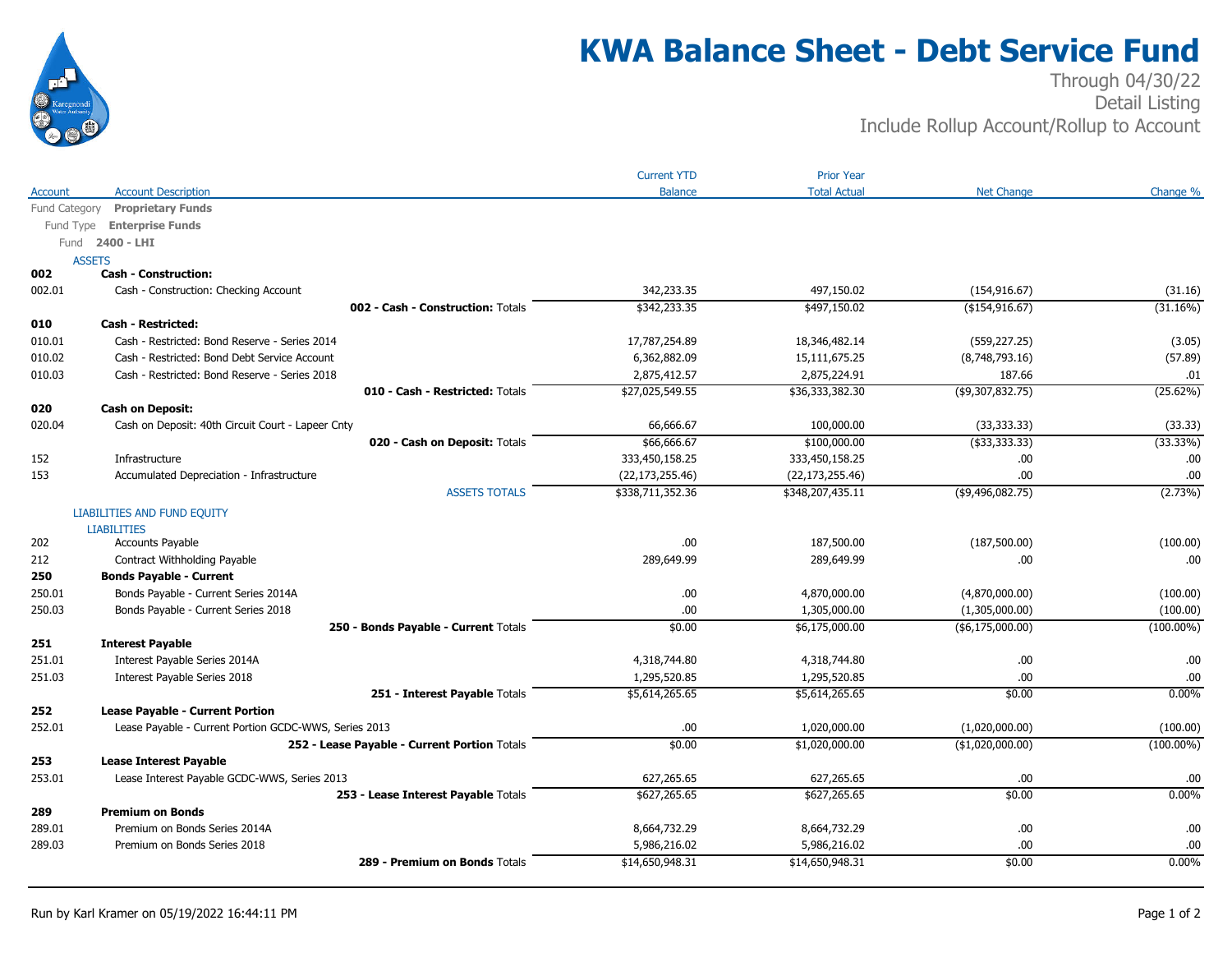# KWA Balance Sheet - Debt Service Fund

Through 04/30/22
Detail Listing
Include Rollup Account/Rollup to Account

| Account | Account Description | Current YTD Balance | Prior Year Total Actual | Net Change | Change % |
|---|---|---|---|---|---|
| Fund Category | **Proprietary Funds** | | | | |
| Fund Type | **Enterprise Funds** | | | | |
| Fund | **2400 - LHI** | | | | |
| | ASSETS | | | | |
| **002** | **Cash - Construction:** | | | | |
| 002.01 | Cash - Construction: Checking Account | 342,233.35 | 497,150.02 | (154,916.67) | (31.16) |
| | **002 - Cash - Construction:** Totals | $342,233.35 | $497,150.02 | ($154,916.67) | (31.16%) |
| **010** | **Cash - Restricted:** | | | | |
| 010.01 | Cash - Restricted: Bond Reserve - Series 2014 | 17,787,254.89 | 18,346,482.14 | (559,227.25) | (3.05) |
| 010.02 | Cash - Restricted: Bond Debt Service Account | 6,362,882.09 | 15,111,675.25 | (8,748,793.16) | (57.89) |
| 010.03 | Cash - Restricted: Bond Reserve - Series 2018 | 2,875,412.57 | 2,875,224.91 | 187.66 | .01 |
| | **010 - Cash - Restricted:** Totals | $27,025,549.55 | $36,333,382.30 | ($9,307,832.75) | (25.62%) |
| **020** | **Cash on Deposit:** | | | | |
| 020.04 | Cash on Deposit: 40th Circuit Court - Lapeer Cnty | 66,666.67 | 100,000.00 | (33,333.33) | (33.33) |
| | **020 - Cash on Deposit:** Totals | $66,666.67 | $100,000.00 | ($33,333.33) | (33.33%) |
| 152 | Infrastructure | 333,450,158.25 | 333,450,158.25 | .00 | .00 |
| 153 | Accumulated Depreciation - Infrastructure | (22,173,255.46) | (22,173,255.46) | .00 | .00 |
| | ASSETS TOTALS | $338,711,352.36 | $348,207,435.11 | ($9,496,082.75) | (2.73%) |
| | LIABILITIES AND FUND EQUITY | | | | |
| | LIABILITIES | | | | |
| 202 | Accounts Payable | .00 | 187,500.00 | (187,500.00) | (100.00) |
| 212 | Contract Withholding Payable | 289,649.99 | 289,649.99 | .00 | .00 |
| **250** | **Bonds Payable - Current** | | | | |
| 250.01 | Bonds Payable - Current Series 2014A | .00 | 4,870,000.00 | (4,870,000.00) | (100.00) |
| 250.03 | Bonds Payable - Current Series 2018 | .00 | 1,305,000.00 | (1,305,000.00) | (100.00) |
| | **250 - Bonds Payable - Current** Totals | $0.00 | $6,175,000.00 | ($6,175,000.00) | (100.00%) |
| **251** | **Interest Payable** | | | | |
| 251.01 | Interest Payable Series 2014A | 4,318,744.80 | 4,318,744.80 | .00 | .00 |
| 251.03 | Interest Payable Series 2018 | 1,295,520.85 | 1,295,520.85 | .00 | .00 |
| | **251 - Interest Payable** Totals | $5,614,265.65 | $5,614,265.65 | $0.00 | 0.00% |
| **252** | **Lease Payable - Current Portion** | | | | |
| 252.01 | Lease Payable - Current Portion GCDC-WWS, Series 2013 | .00 | 1,020,000.00 | (1,020,000.00) | (100.00) |
| | **252 - Lease Payable - Current Portion** Totals | $0.00 | $1,020,000.00 | ($1,020,000.00) | (100.00%) |
| **253** | **Lease Interest Payable** | | | | |
| 253.01 | Lease Interest Payable GCDC-WWS, Series 2013 | 627,265.65 | 627,265.65 | .00 | .00 |
| | **253 - Lease Interest Payable** Totals | $627,265.65 | $627,265.65 | $0.00 | 0.00% |
| **289** | **Premium on Bonds** | | | | |
| 289.01 | Premium on Bonds Series 2014A | 8,664,732.29 | 8,664,732.29 | .00 | .00 |
| 289.03 | Premium on Bonds Series 2018 | 5,986,216.02 | 5,986,216.02 | .00 | .00 |
| | **289 - Premium on Bonds** Totals | $14,650,948.31 | $14,650,948.31 | $0.00 | 0.00% |

Run by Karl Kramer on 05/19/2022 16:44:11 PM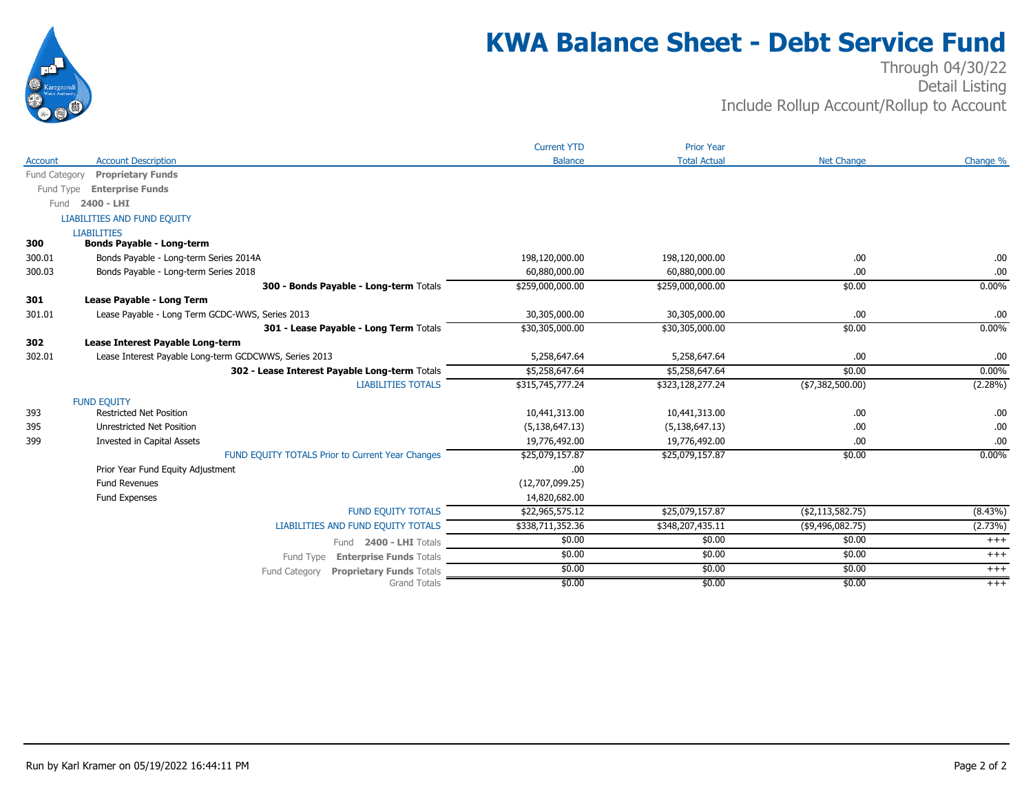# KWA Balance Sheet - Debt Service Fund

Through 04/30/22
Detail Listing
Include Rollup Account/Rollup to Account

| Account | Account Description | Current YTD Balance | Prior Year Total Actual | Net Change | Change % |
|---|---|---|---|---|---|
| Fund Category | **Proprietary Funds** | | | | |
| Fund Type | **Enterprise Funds** | | | | |
| Fund | **2400 - LHI** | | | | |
| | LIABILITIES AND FUND EQUITY | | | | |
| | LIABILITIES | | | | |
| **300** | **Bonds Payable - Long-term** | | | | |
| 300.01 | Bonds Payable - Long-term Series 2014A | 198,120,000.00 | 198,120,000.00 | .00 | .00 |
| 300.03 | Bonds Payable - Long-term Series 2018 | 60,880,000.00 | 60,880,000.00 | .00 | .00 |
| | **300 - Bonds Payable - Long-term** Totals | $259,000,000.00 | $259,000,000.00 | $0.00 | 0.00% |
| **301** | **Lease Payable - Long Term** | | | | |
| 301.01 | Lease Payable - Long Term GCDC-WWS, Series 2013 | 30,305,000.00 | 30,305,000.00 | .00 | .00 |
| | **301 - Lease Payable - Long Term** Totals | $30,305,000.00 | $30,305,000.00 | $0.00 | 0.00% |
| **302** | **Lease Interest Payable Long-term** | | | | |
| 302.01 | Lease Interest Payable Long-term GCDCWWS, Series 2013 | 5,258,647.64 | 5,258,647.64 | .00 | .00 |
| | **302 - Lease Interest Payable Long-term** Totals | $5,258,647.64 | $5,258,647.64 | $0.00 | 0.00% |
| | LIABILITIES TOTALS | $315,745,777.24 | $323,128,277.24 | ($7,382,500.00) | (2.28%) |
| | FUND EQUITY | | | | |
| 393 | Restricted Net Position | 10,441,313.00 | 10,441,313.00 | .00 | .00 |
| 395 | Unrestricted Net Position | (5,138,647.13) | (5,138,647.13) | .00 | .00 |
| 399 | Invested in Capital Assets | 19,776,492.00 | 19,776,492.00 | .00 | .00 |
| | FUND EQUITY TOTALS Prior to Current Year Changes | $25,079,157.87 | $25,079,157.87 | $0.00 | 0.00% |
| | Prior Year Fund Equity Adjustment | .00 | | | |
| | Fund Revenues | (12,707,099.25) | | | |
| | Fund Expenses | 14,820,682.00 | | | |
| | FUND EQUITY TOTALS | $22,965,575.12 | $25,079,157.87 | ($2,113,582.75) | (8.43%) |
| | LIABILITIES AND FUND EQUITY TOTALS | $338,711,352.36 | $348,207,435.11 | ($9,496,082.75) | (2.73%) |
| | Fund **2400 - LHI** Totals | $0.00 | $0.00 | $0.00 | +++ |
| | Fund Type **Enterprise Funds** Totals | $0.00 | $0.00 | $0.00 | +++ |
| | Fund Category **Proprietary Funds** Totals | $0.00 | $0.00 | $0.00 | +++ |
| | Grand Totals | $0.00 | $0.00 | $0.00 | +++ |

Run by Karl Kramer on 05/19/2022 16:44:11 PM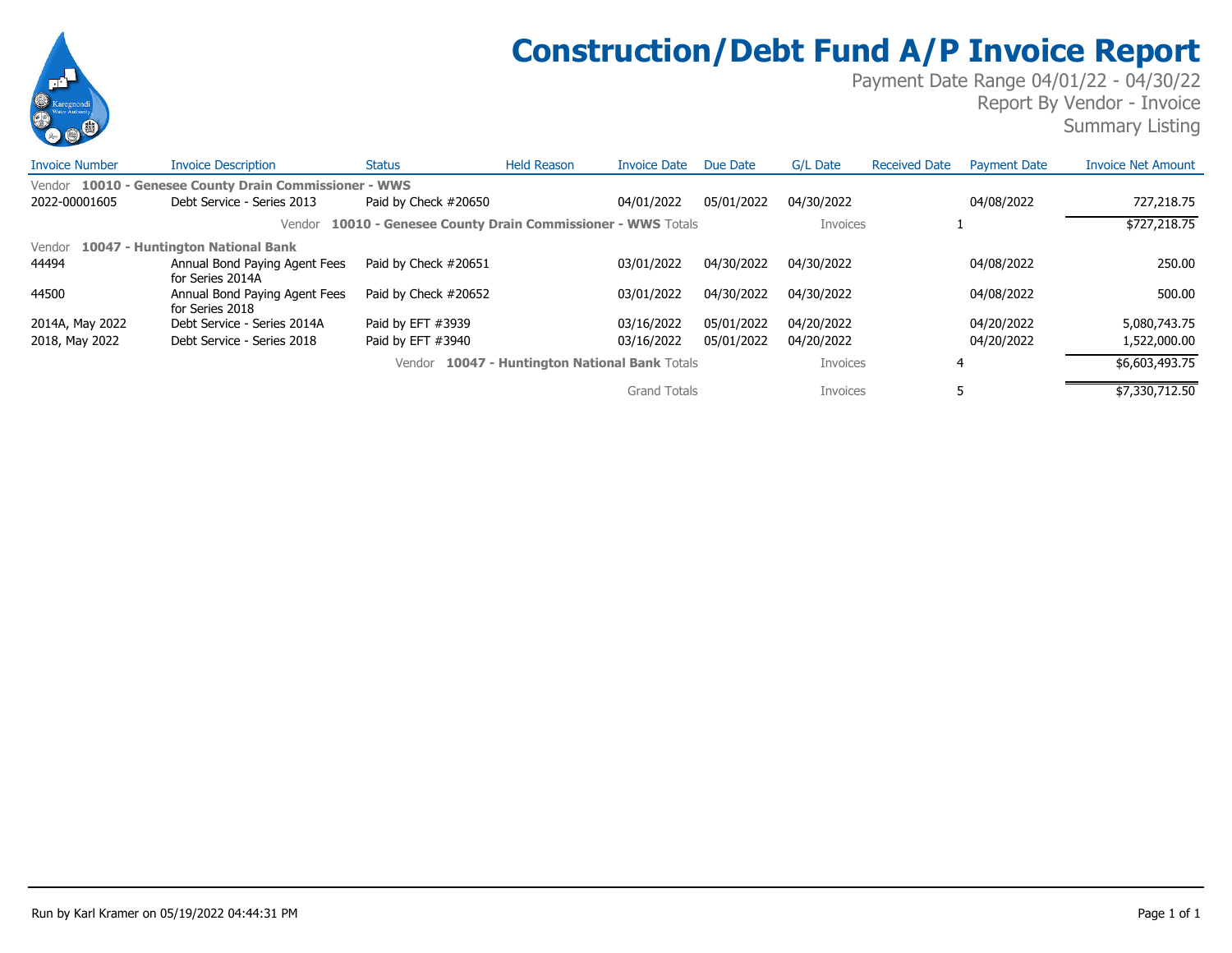# Construction/Debt Fund A/P Invoice Report

Payment Date Range 04/01/22 - 04/30/22
Report By Vendor - Invoice
Summary Listing

| Invoice Number | Invoice Description | Status | Held Reason | Invoice Date | Due Date | G/L Date | Received Date | Payment Date | Invoice Net Amount |
|---|---|---|---|---|---|---|---|---|---|
| Vendor **10010 - Genesee County Drain Commissioner - WWS** | | | | | | | | | |
| 2022-00001605 | Debt Service - Series 2013 | Paid by Check #20650 | | 04/01/2022 | 05/01/2022 | 04/30/2022 | | 04/08/2022 | 727,218.75 |
| | | Vendor **10010 - Genesee County Drain Commissioner - WWS** Totals | | | | Invoices | 1 | | $727,218.75 |
| Vendor **10047 - Huntington National Bank** | | | | | | | | | |
| 44494 | Annual Bond Paying Agent Fees for Series 2014A | Paid by Check #20651 | | 03/01/2022 | 04/30/2022 | 04/30/2022 | | 04/08/2022 | 250.00 |
| 44500 | Annual Bond Paying Agent Fees for Series 2018 | Paid by Check #20652 | | 03/01/2022 | 04/30/2022 | 04/30/2022 | | 04/08/2022 | 500.00 |
| 2014A, May 2022 | Debt Service - Series 2014A | Paid by EFT #3939 | | 03/16/2022 | 05/01/2022 | 04/20/2022 | | 04/20/2022 | 5,080,743.75 |
| 2018, May 2022 | Debt Service - Series 2018 | Paid by EFT #3940 | | 03/16/2022 | 05/01/2022 | 04/20/2022 | | 04/20/2022 | 1,522,000.00 |
| | | Vendor **10047 - Huntington National Bank** Totals | | | | Invoices | 4 | | $6,603,493.75 |
| | | | | Grand Totals | | Invoices | 5 | | $7,330,712.50 |

Run by Karl Kramer on 05/19/2022 04:44:31 PM